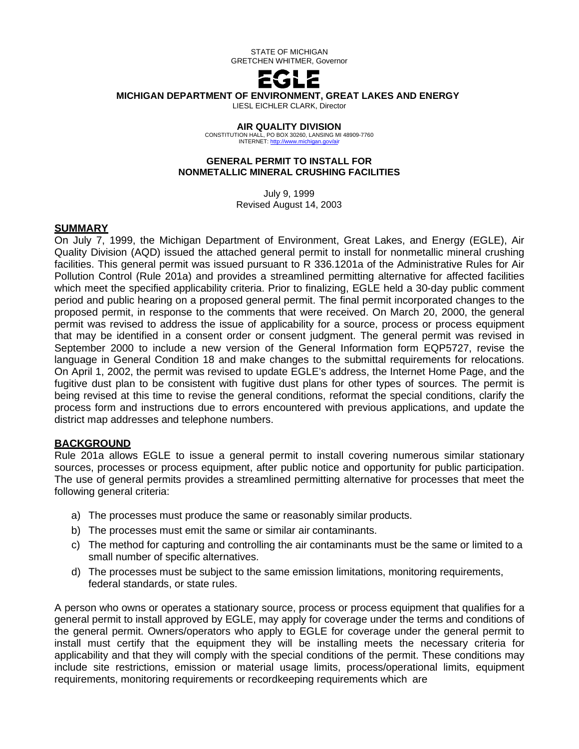STATE OF MICHIGAN
GRETCHEN WHITMER, Governor

**EGLE**

**MICHIGAN DEPARTMENT OF ENVIRONMENT, GREAT LAKES AND ENERGY**

LIESL EICHLER CLARK, Director

**AIR QUALITY DIVISION**

CONSTITUTION HALL, PO BOX 30260, LANSING MI 48909-7760
INTERNET: http://www.michigan.gov/air

# GENERAL PERMIT TO INSTALL FOR NONMETALLIC MINERAL CRUSHING FACILITIES

July 9, 1999
Revised August 14, 2003

## SUMMARY

On July 7, 1999, the Michigan Department of Environment, Great Lakes, and Energy (EGLE), Air Quality Division (AQD) issued the attached general permit to install for nonmetallic mineral crushing facilities. This general permit was issued pursuant to R 336.1201a of the Administrative Rules for Air Pollution Control (Rule 201a) and provides a streamlined permitting alternative for affected facilities which meet the specified applicability criteria. Prior to finalizing, EGLE held a 30-day public comment period and public hearing on a proposed general permit. The final permit incorporated changes to the proposed permit, in response to the comments that were received. On March 20, 2000, the general permit was revised to address the issue of applicability for a source, process or process equipment that may be identified in a consent order or consent judgment. The general permit was revised in September 2000 to include a new version of the General Information form EQP5727, revise the language in General Condition 18 and make changes to the submittal requirements for relocations. On April 1, 2002, the permit was revised to update EGLE's address, the Internet Home Page, and the fugitive dust plan to be consistent with fugitive dust plans for other types of sources. The permit is being revised at this time to revise the general conditions, reformat the special conditions, clarify the process form and instructions due to errors encountered with previous applications, and update the district map addresses and telephone numbers.

## BACKGROUND

Rule 201a allows EGLE to issue a general permit to install covering numerous similar stationary sources, processes or process equipment, after public notice and opportunity for public participation. The use of general permits provides a streamlined permitting alternative for processes that meet the following general criteria:

a) The processes must produce the same or reasonably similar products.
b) The processes must emit the same or similar air contaminants.
c) The method for capturing and controlling the air contaminants must be the same or limited to a small number of specific alternatives.
d) The processes must be subject to the same emission limitations, monitoring requirements, federal standards, or state rules.

A person who owns or operates a stationary source, process or process equipment that qualifies for a general permit to install approved by EGLE, may apply for coverage under the terms and conditions of the general permit. Owners/operators who apply to EGLE for coverage under the general permit to install must certify that the equipment they will be installing meets the necessary criteria for applicability and that they will comply with the special conditions of the permit. These conditions may include site restrictions, emission or material usage limits, process/operational limits, equipment requirements, monitoring requirements or recordkeeping requirements which are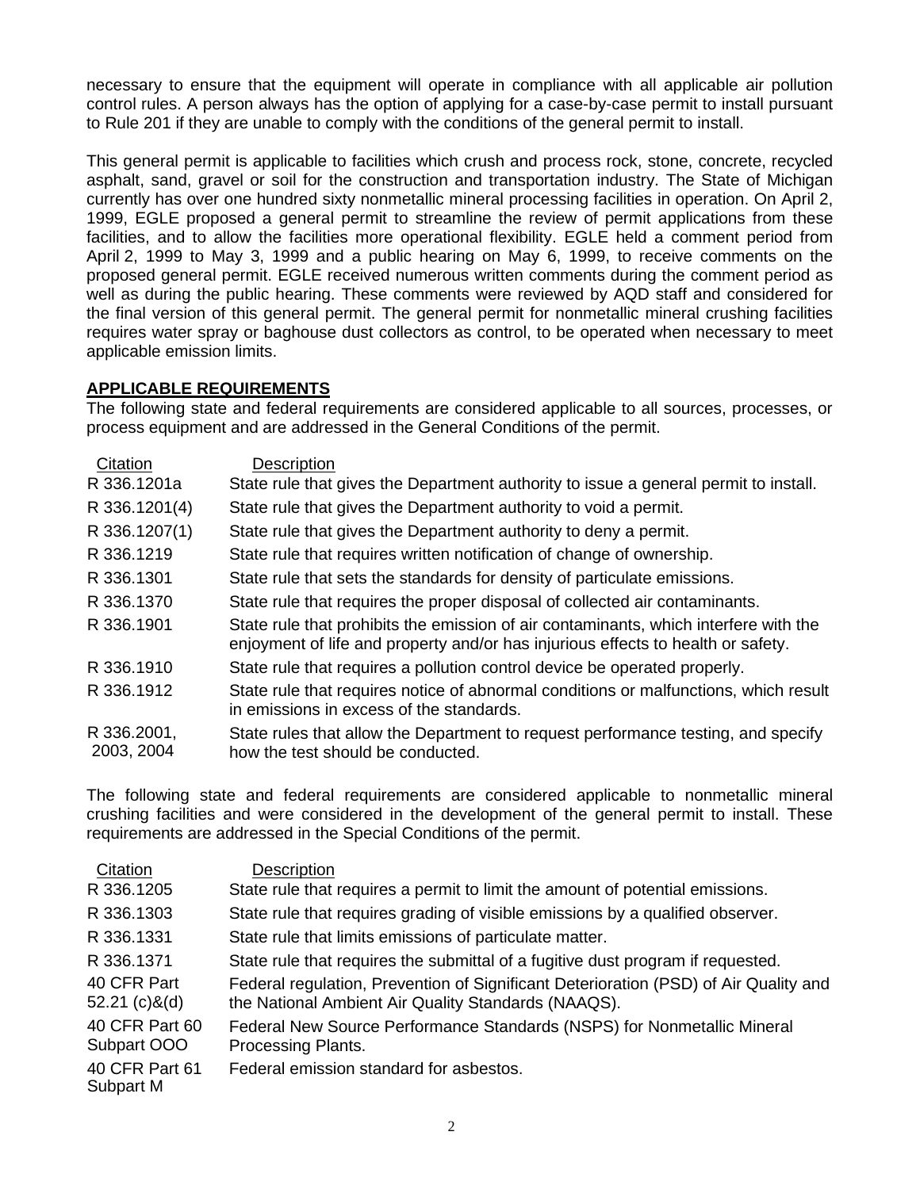necessary to ensure that the equipment will operate in compliance with all applicable air pollution control rules. A person always has the option of applying for a case-by-case permit to install pursuant to Rule 201 if they are unable to comply with the conditions of the general permit to install.

This general permit is applicable to facilities which crush and process rock, stone, concrete, recycled asphalt, sand, gravel or soil for the construction and transportation industry. The State of Michigan currently has over one hundred sixty nonmetallic mineral processing facilities in operation. On April 2, 1999, EGLE proposed a general permit to streamline the review of permit applications from these facilities, and to allow the facilities more operational flexibility. EGLE held a comment period from April 2, 1999 to May 3, 1999 and a public hearing on May 6, 1999, to receive comments on the proposed general permit. EGLE received numerous written comments during the comment period as well as during the public hearing. These comments were reviewed by AQD staff and considered for the final version of this general permit. The general permit for nonmetallic mineral crushing facilities requires water spray or baghouse dust collectors as control, to be operated when necessary to meet applicable emission limits.

## APPLICABLE REQUIREMENTS

The following state and federal requirements are considered applicable to all sources, processes, or process equipment and are addressed in the General Conditions of the permit.

| Citation | Description |
|---|---|
| R 336.1201a | State rule that gives the Department authority to issue a general permit to install. |
| R 336.1201(4) | State rule that gives the Department authority to void a permit. |
| R 336.1207(1) | State rule that gives the Department authority to deny a permit. |
| R 336.1219 | State rule that requires written notification of change of ownership. |
| R 336.1301 | State rule that sets the standards for density of particulate emissions. |
| R 336.1370 | State rule that requires the proper disposal of collected air contaminants. |
| R 336.1901 | State rule that prohibits the emission of air contaminants, which interfere with the enjoyment of life and property and/or has injurious effects to health or safety. |
| R 336.1910 | State rule that requires a pollution control device be operated properly. |
| R 336.1912 | State rule that requires notice of abnormal conditions or malfunctions, which result in emissions in excess of the standards. |
| R 336.2001, 2003, 2004 | State rules that allow the Department to request performance testing, and specify how the test should be conducted. |

The following state and federal requirements are considered applicable to nonmetallic mineral crushing facilities and were considered in the development of the general permit to install. These requirements are addressed in the Special Conditions of the permit.

| Citation | Description |
|---|---|
| R 336.1205 | State rule that requires a permit to limit the amount of potential emissions. |
| R 336.1303 | State rule that requires grading of visible emissions by a qualified observer. |
| R 336.1331 | State rule that limits emissions of particulate matter. |
| R 336.1371 | State rule that requires the submittal of a fugitive dust program if requested. |
| 40 CFR Part 52.21 (c)&(d) | Federal regulation, Prevention of Significant Deterioration (PSD) of Air Quality and the National Ambient Air Quality Standards (NAAQS). |
| 40 CFR Part 60 Subpart OOO | Federal New Source Performance Standards (NSPS) for Nonmetallic Mineral Processing Plants. |
| 40 CFR Part 61 Subpart M | Federal emission standard for asbestos. |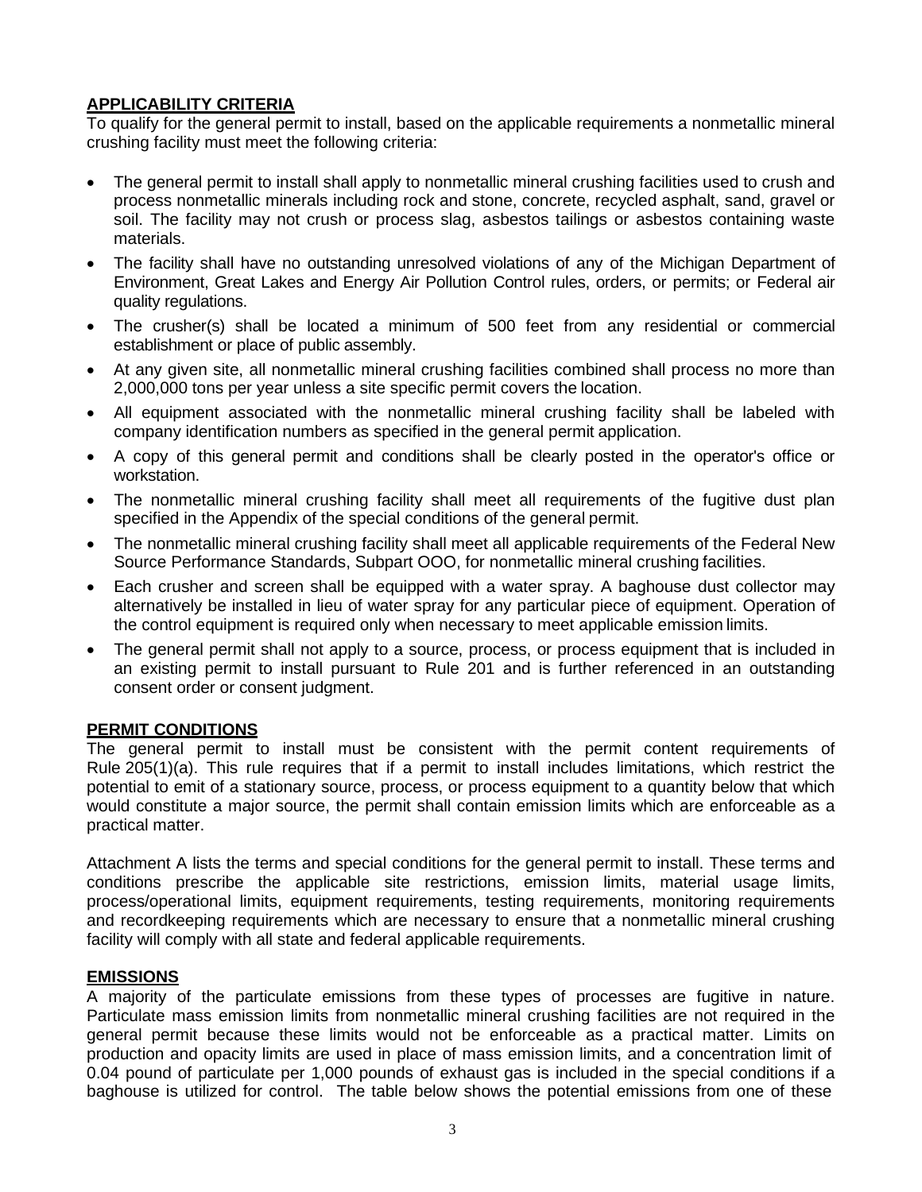## APPLICABILITY CRITERIA

To qualify for the general permit to install, based on the applicable requirements a nonmetallic mineral crushing facility must meet the following criteria:

- The general permit to install shall apply to nonmetallic mineral crushing facilities used to crush and process nonmetallic minerals including rock and stone, concrete, recycled asphalt, sand, gravel or soil. The facility may not crush or process slag, asbestos tailings or asbestos containing waste materials.
- The facility shall have no outstanding unresolved violations of any of the Michigan Department of Environment, Great Lakes and Energy Air Pollution Control rules, orders, or permits; or Federal air quality regulations.
- The crusher(s) shall be located a minimum of 500 feet from any residential or commercial establishment or place of public assembly.
- At any given site, all nonmetallic mineral crushing facilities combined shall process no more than 2,000,000 tons per year unless a site specific permit covers the location.
- All equipment associated with the nonmetallic mineral crushing facility shall be labeled with company identification numbers as specified in the general permit application.
- A copy of this general permit and conditions shall be clearly posted in the operator's office or workstation.
- The nonmetallic mineral crushing facility shall meet all requirements of the fugitive dust plan specified in the Appendix of the special conditions of the general permit.
- The nonmetallic mineral crushing facility shall meet all applicable requirements of the Federal New Source Performance Standards, Subpart OOO, for nonmetallic mineral crushing facilities.
- Each crusher and screen shall be equipped with a water spray. A baghouse dust collector may alternatively be installed in lieu of water spray for any particular piece of equipment. Operation of the control equipment is required only when necessary to meet applicable emission limits.
- The general permit shall not apply to a source, process, or process equipment that is included in an existing permit to install pursuant to Rule 201 and is further referenced in an outstanding consent order or consent judgment.

## PERMIT CONDITIONS

The general permit to install must be consistent with the permit content requirements of Rule 205(1)(a). This rule requires that if a permit to install includes limitations, which restrict the potential to emit of a stationary source, process, or process equipment to a quantity below that which would constitute a major source, the permit shall contain emission limits which are enforceable as a practical matter.

Attachment A lists the terms and special conditions for the general permit to install. These terms and conditions prescribe the applicable site restrictions, emission limits, material usage limits, process/operational limits, equipment requirements, testing requirements, monitoring requirements and recordkeeping requirements which are necessary to ensure that a nonmetallic mineral crushing facility will comply with all state and federal applicable requirements.

## EMISSIONS

A majority of the particulate emissions from these types of processes are fugitive in nature. Particulate mass emission limits from nonmetallic mineral crushing facilities are not required in the general permit because these limits would not be enforceable as a practical matter. Limits on production and opacity limits are used in place of mass emission limits, and a concentration limit of 0.04 pound of particulate per 1,000 pounds of exhaust gas is included in the special conditions if a baghouse is utilized for control. The table below shows the potential emissions from one of these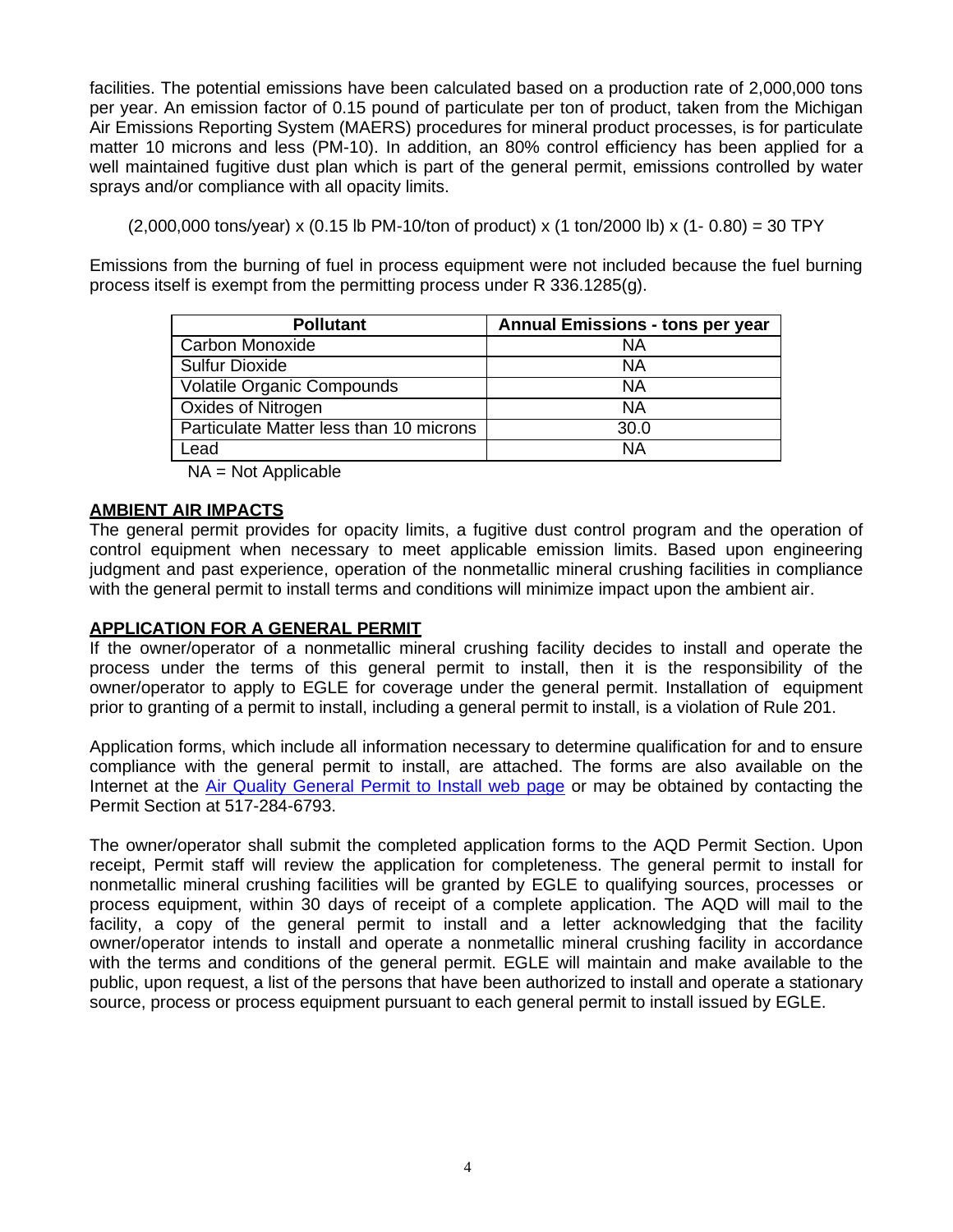facilities. The potential emissions have been calculated based on a production rate of 2,000,000 tons per year. An emission factor of 0.15 pound of particulate per ton of product, taken from the Michigan Air Emissions Reporting System (MAERS) procedures for mineral product processes, is for particulate matter 10 microns and less (PM-10). In addition, an 80% control efficiency has been applied for a well maintained fugitive dust plan which is part of the general permit, emissions controlled by water sprays and/or compliance with all opacity limits.

$$(2{,}000{,}000 \text{ tons/year}) \times (0.15 \text{ lb PM-10/ton of product}) \times (1 \text{ ton}/2000 \text{ lb}) \times (1 - 0.80) = 30 \text{ TPY}$$

Emissions from the burning of fuel in process equipment were not included because the fuel burning process itself is exempt from the permitting process under R 336.1285(g).

| Pollutant | Annual Emissions - tons per year |
|---|---|
| Carbon Monoxide | NA |
| Sulfur Dioxide | NA |
| Volatile Organic Compounds | NA |
| Oxides of Nitrogen | NA |
| Particulate Matter less than 10 microns | 30.0 |
| Lead | NA |

NA = Not Applicable

## AMBIENT AIR IMPACTS

The general permit provides for opacity limits, a fugitive dust control program and the operation of control equipment when necessary to meet applicable emission limits. Based upon engineering judgment and past experience, operation of the nonmetallic mineral crushing facilities in compliance with the general permit to install terms and conditions will minimize impact upon the ambient air.

## APPLICATION FOR A GENERAL PERMIT

If the owner/operator of a nonmetallic mineral crushing facility decides to install and operate the process under the terms of this general permit to install, then it is the responsibility of the owner/operator to apply to EGLE for coverage under the general permit. Installation of equipment prior to granting of a permit to install, including a general permit to install, is a violation of Rule 201.

Application forms, which include all information necessary to determine qualification for and to ensure compliance with the general permit to install, are attached. The forms are also available on the Internet at the [Air Quality General Permit to Install web page]() or may be obtained by contacting the Permit Section at 517-284-6793.

The owner/operator shall submit the completed application forms to the AQD Permit Section. Upon receipt, Permit staff will review the application for completeness. The general permit to install for nonmetallic mineral crushing facilities will be granted by EGLE to qualifying sources, processes or process equipment, within 30 days of receipt of a complete application. The AQD will mail to the facility, a copy of the general permit to install and a letter acknowledging that the facility owner/operator intends to install and operate a nonmetallic mineral crushing facility in accordance with the terms and conditions of the general permit. EGLE will maintain and make available to the public, upon request, a list of the persons that have been authorized to install and operate a stationary source, process or process equipment pursuant to each general permit to install issued by EGLE.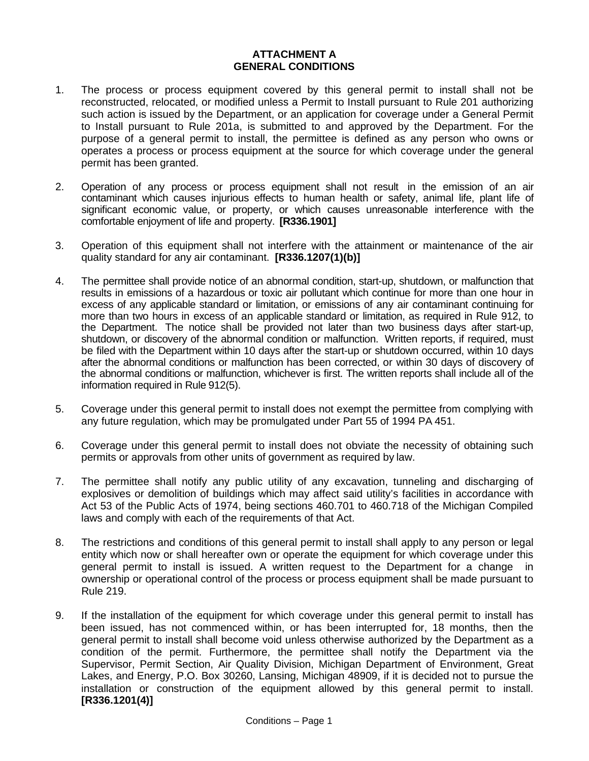# ATTACHMENT A
# GENERAL CONDITIONS

1. The process or process equipment covered by this general permit to install shall not be reconstructed, relocated, or modified unless a Permit to Install pursuant to Rule 201 authorizing such action is issued by the Department, or an application for coverage under a General Permit to Install pursuant to Rule 201a, is submitted to and approved by the Department. For the purpose of a general permit to install, the permittee is defined as any person who owns or operates a process or process equipment at the source for which coverage under the general permit has been granted.

2. Operation of any process or process equipment shall not result in the emission of an air contaminant which causes injurious effects to human health or safety, animal life, plant life of significant economic value, or property, or which causes unreasonable interference with the comfortable enjoyment of life and property. **[R336.1901]**

3. Operation of this equipment shall not interfere with the attainment or maintenance of the air quality standard for any air contaminant. **[R336.1207(1)(b)]**

4. The permittee shall provide notice of an abnormal condition, start-up, shutdown, or malfunction that results in emissions of a hazardous or toxic air pollutant which continue for more than one hour in excess of any applicable standard or limitation, or emissions of any air contaminant continuing for more than two hours in excess of an applicable standard or limitation, as required in Rule 912, to the Department. The notice shall be provided not later than two business days after start-up, shutdown, or discovery of the abnormal condition or malfunction. Written reports, if required, must be filed with the Department within 10 days after the start-up or shutdown occurred, within 10 days after the abnormal conditions or malfunction has been corrected, or within 30 days of discovery of the abnormal conditions or malfunction, whichever is first. The written reports shall include all of the information required in Rule 912(5).

5. Coverage under this general permit to install does not exempt the permittee from complying with any future regulation, which may be promulgated under Part 55 of 1994 PA 451.

6. Coverage under this general permit to install does not obviate the necessity of obtaining such permits or approvals from other units of government as required by law.

7. The permittee shall notify any public utility of any excavation, tunneling and discharging of explosives or demolition of buildings which may affect said utility's facilities in accordance with Act 53 of the Public Acts of 1974, being sections 460.701 to 460.718 of the Michigan Compiled laws and comply with each of the requirements of that Act.

8. The restrictions and conditions of this general permit to install shall apply to any person or legal entity which now or shall hereafter own or operate the equipment for which coverage under this general permit to install is issued. A written request to the Department for a change in ownership or operational control of the process or process equipment shall be made pursuant to Rule 219.

9. If the installation of the equipment for which coverage under this general permit to install has been issued, has not commenced within, or has been interrupted for, 18 months, then the general permit to install shall become void unless otherwise authorized by the Department as a condition of the permit. Furthermore, the permittee shall notify the Department via the Supervisor, Permit Section, Air Quality Division, Michigan Department of Environment, Great Lakes, and Energy, P.O. Box 30260, Lansing, Michigan 48909, if it is decided not to pursue the installation or construction of the equipment allowed by this general permit to install. **[R336.1201(4)]**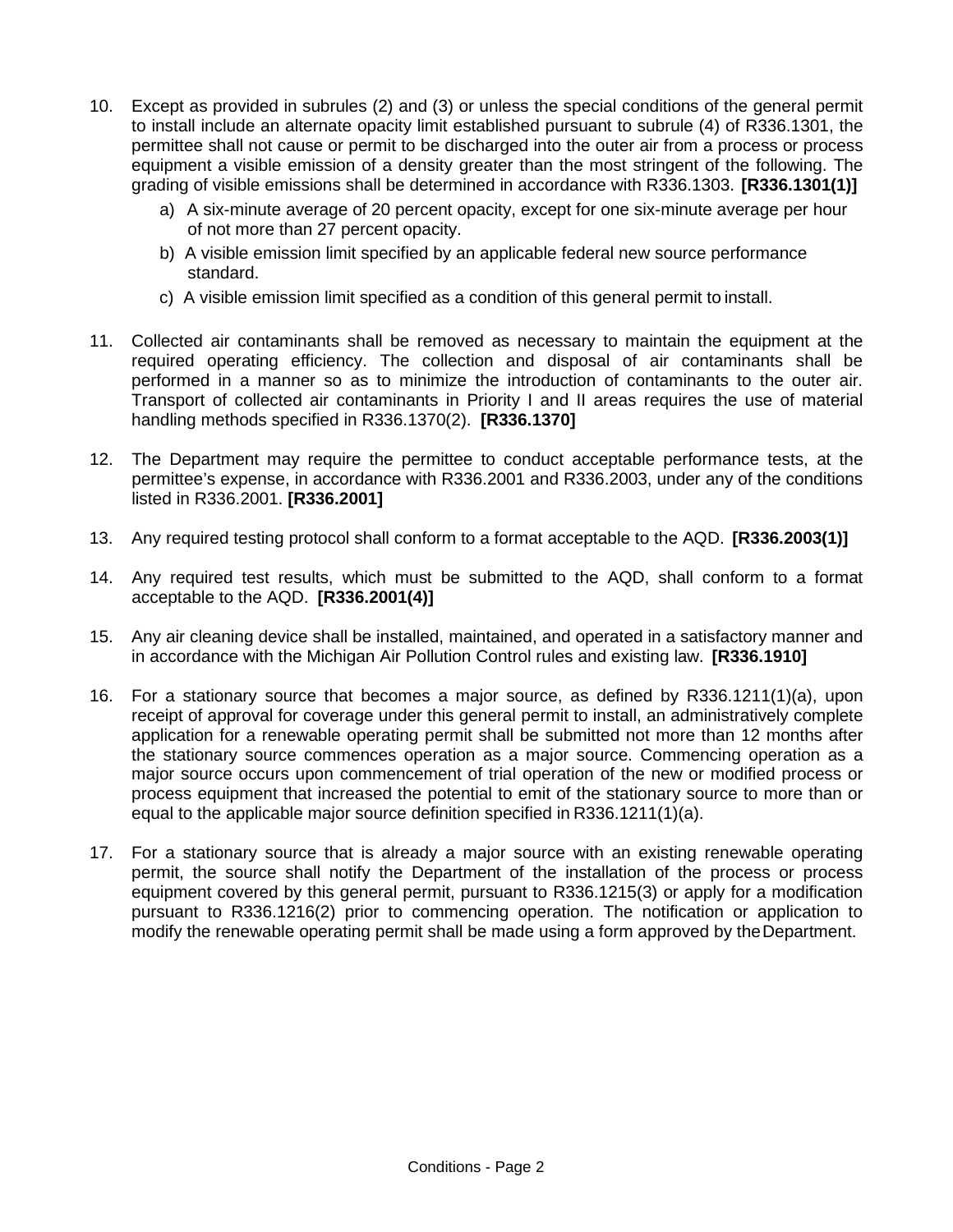10. Except as provided in subrules (2) and (3) or unless the special conditions of the general permit to install include an alternate opacity limit established pursuant to subrule (4) of R336.1301, the permittee shall not cause or permit to be discharged into the outer air from a process or process equipment a visible emission of a density greater than the most stringent of the following. The grading of visible emissions shall be determined in accordance with R336.1303. **[R336.1301(1)]**
    a) A six-minute average of 20 percent opacity, except for one six-minute average per hour of not more than 27 percent opacity.
    b) A visible emission limit specified by an applicable federal new source performance standard.
    c) A visible emission limit specified as a condition of this general permit to install.

11. Collected air contaminants shall be removed as necessary to maintain the equipment at the required operating efficiency. The collection and disposal of air contaminants shall be performed in a manner so as to minimize the introduction of contaminants to the outer air. Transport of collected air contaminants in Priority I and II areas requires the use of material handling methods specified in R336.1370(2). **[R336.1370]**

12. The Department may require the permittee to conduct acceptable performance tests, at the permittee's expense, in accordance with R336.2001 and R336.2003, under any of the conditions listed in R336.2001. **[R336.2001]**

13. Any required testing protocol shall conform to a format acceptable to the AQD. **[R336.2003(1)]**

14. Any required test results, which must be submitted to the AQD, shall conform to a format acceptable to the AQD. **[R336.2001(4)]**

15. Any air cleaning device shall be installed, maintained, and operated in a satisfactory manner and in accordance with the Michigan Air Pollution Control rules and existing law. **[R336.1910]**

16. For a stationary source that becomes a major source, as defined by R336.1211(1)(a), upon receipt of approval for coverage under this general permit to install, an administratively complete application for a renewable operating permit shall be submitted not more than 12 months after the stationary source commences operation as a major source. Commencing operation as a major source occurs upon commencement of trial operation of the new or modified process or process equipment that increased the potential to emit of the stationary source to more than or equal to the applicable major source definition specified in R336.1211(1)(a).

17. For a stationary source that is already a major source with an existing renewable operating permit, the source shall notify the Department of the installation of the process or process equipment covered by this general permit, pursuant to R336.1215(3) or apply for a modification pursuant to R336.1216(2) prior to commencing operation. The notification or application to modify the renewable operating permit shall be made using a form approved by the Department.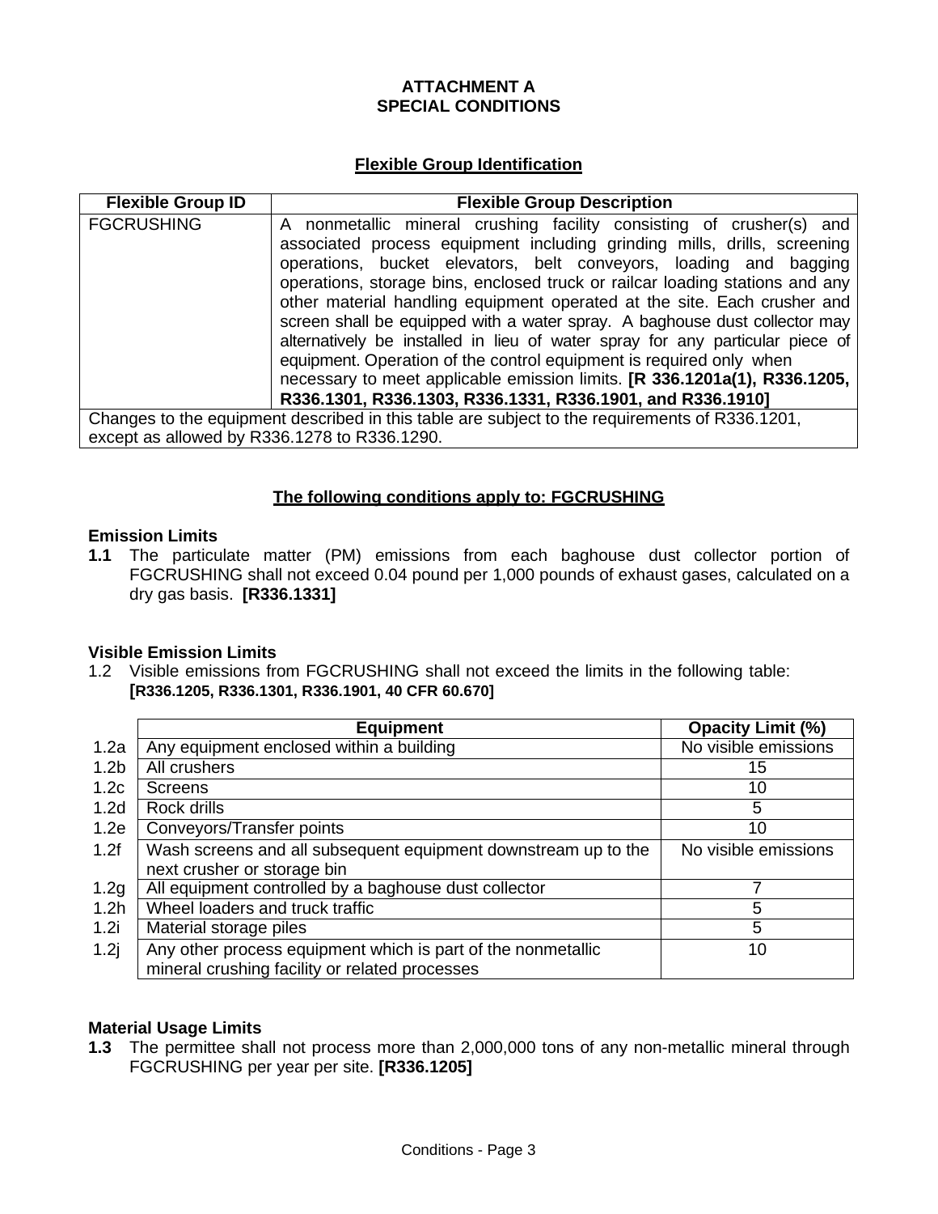# ATTACHMENT A
# SPECIAL CONDITIONS

## Flexible Group Identification

| Flexible Group ID | Flexible Group Description |
|---|---|
| FGCRUSHING | A nonmetallic mineral crushing facility consisting of crusher(s) and associated process equipment including grinding mills, drills, screening operations, bucket elevators, belt conveyors, loading and bagging operations, storage bins, enclosed truck or railcar loading stations and any other material handling equipment operated at the site. Each crusher and screen shall be equipped with a water spray. A baghouse dust collector may alternatively be installed in lieu of water spray for any particular piece of equipment. Operation of the control equipment is required only when necessary to meet applicable emission limits. **[R 336.1201a(1), R336.1205, R336.1301, R336.1303, R336.1331, R336.1901, and R336.1910]** |
| Changes to the equipment described in this table are subject to the requirements of R336.1201, except as allowed by R336.1278 to R336.1290. | |

## The following conditions apply to: FGCRUSHING

**Emission Limits**

**1.1** The particulate matter (PM) emissions from each baghouse dust collector portion of FGCRUSHING shall not exceed 0.04 pound per 1,000 pounds of exhaust gases, calculated on a dry gas basis. **[R336.1331]**

**Visible Emission Limits**

1.2 Visible emissions from FGCRUSHING shall not exceed the limits in the following table: **[R336.1205, R336.1301, R336.1901, 40 CFR 60.670]**

| | Equipment | Opacity Limit (%) |
|---|---|---|
| 1.2a | Any equipment enclosed within a building | No visible emissions |
| 1.2b | All crushers | 15 |
| 1.2c | Screens | 10 |
| 1.2d | Rock drills | 5 |
| 1.2e | Conveyors/Transfer points | 10 |
| 1.2f | Wash screens and all subsequent equipment downstream up to the next crusher or storage bin | No visible emissions |
| 1.2g | All equipment controlled by a baghouse dust collector | 7 |
| 1.2h | Wheel loaders and truck traffic | 5 |
| 1.2i | Material storage piles | 5 |
| 1.2j | Any other process equipment which is part of the nonmetallic mineral crushing facility or related processes | 10 |

**Material Usage Limits**

**1.3** The permittee shall not process more than 2,000,000 tons of any non-metallic mineral through FGCRUSHING per year per site. **[R336.1205]**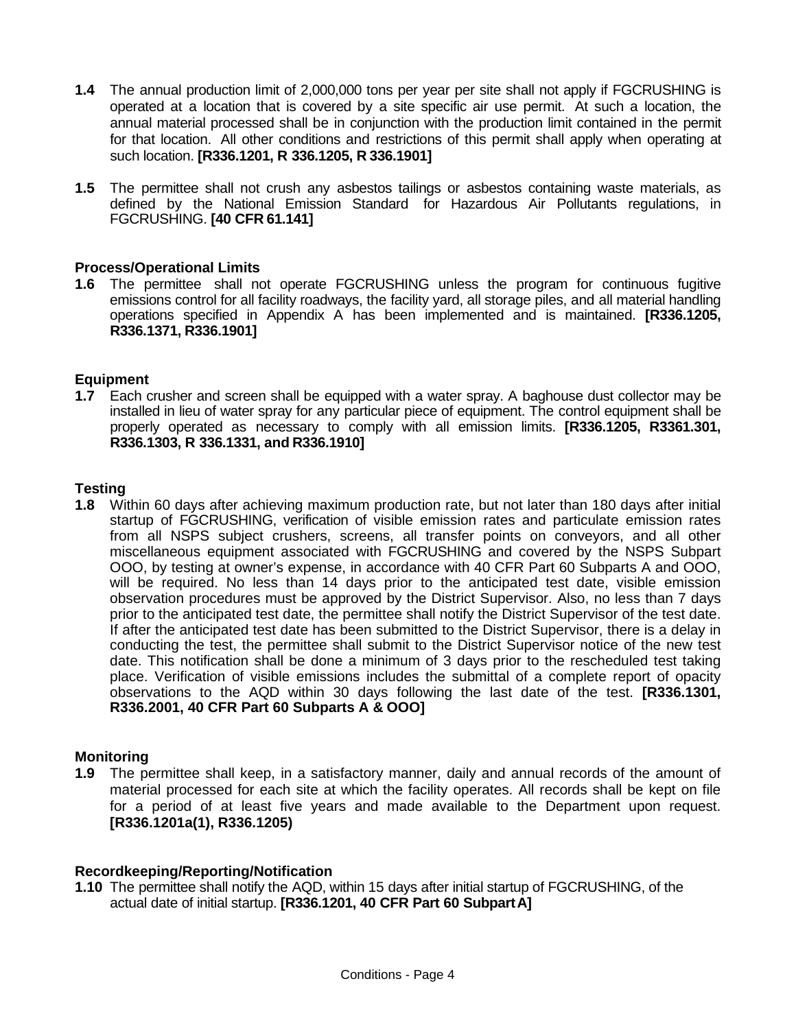**1.4** The annual production limit of 2,000,000 tons per year per site shall not apply if FGCRUSHING is operated at a location that is covered by a site specific air use permit. At such a location, the annual material processed shall be in conjunction with the production limit contained in the permit for that location. All other conditions and restrictions of this permit shall apply when operating at such location. **[R336.1201, R 336.1205, R 336.1901]**

**1.5** The permittee shall not crush any asbestos tailings or asbestos containing waste materials, as defined by the National Emission Standard for Hazardous Air Pollutants regulations, in FGCRUSHING. **[40 CFR 61.141]**

**Process/Operational Limits**

**1.6** The permittee shall not operate FGCRUSHING unless the program for continuous fugitive emissions control for all facility roadways, the facility yard, all storage piles, and all material handling operations specified in Appendix A has been implemented and is maintained. **[R336.1205, R336.1371, R336.1901]**

**Equipment**

**1.7** Each crusher and screen shall be equipped with a water spray. A baghouse dust collector may be installed in lieu of water spray for any particular piece of equipment. The control equipment shall be properly operated as necessary to comply with all emission limits. **[R336.1205, R3361.301, R336.1303, R 336.1331, and R336.1910]**

**Testing**

**1.8** Within 60 days after achieving maximum production rate, but not later than 180 days after initial startup of FGCRUSHING, verification of visible emission rates and particulate emission rates from all NSPS subject crushers, screens, all transfer points on conveyors, and all other miscellaneous equipment associated with FGCRUSHING and covered by the NSPS Subpart OOO, by testing at owner's expense, in accordance with 40 CFR Part 60 Subparts A and OOO, will be required. No less than 14 days prior to the anticipated test date, visible emission observation procedures must be approved by the District Supervisor. Also, no less than 7 days prior to the anticipated test date, the permittee shall notify the District Supervisor of the test date. If after the anticipated test date has been submitted to the District Supervisor, there is a delay in conducting the test, the permittee shall submit to the District Supervisor notice of the new test date. This notification shall be done a minimum of 3 days prior to the rescheduled test taking place. Verification of visible emissions includes the submittal of a complete report of opacity observations to the AQD within 30 days following the last date of the test. **[R336.1301, R336.2001, 40 CFR Part 60 Subparts A & OOO]**

**Monitoring**

**1.9** The permittee shall keep, in a satisfactory manner, daily and annual records of the amount of material processed for each site at which the facility operates. All records shall be kept on file for a period of at least five years and made available to the Department upon request. **[R336.1201a(1), R336.1205)**

**Recordkeeping/Reporting/Notification**

**1.10** The permittee shall notify the AQD, within 15 days after initial startup of FGCRUSHING, of the actual date of initial startup. **[R336.1201, 40 CFR Part 60 Subpart A]**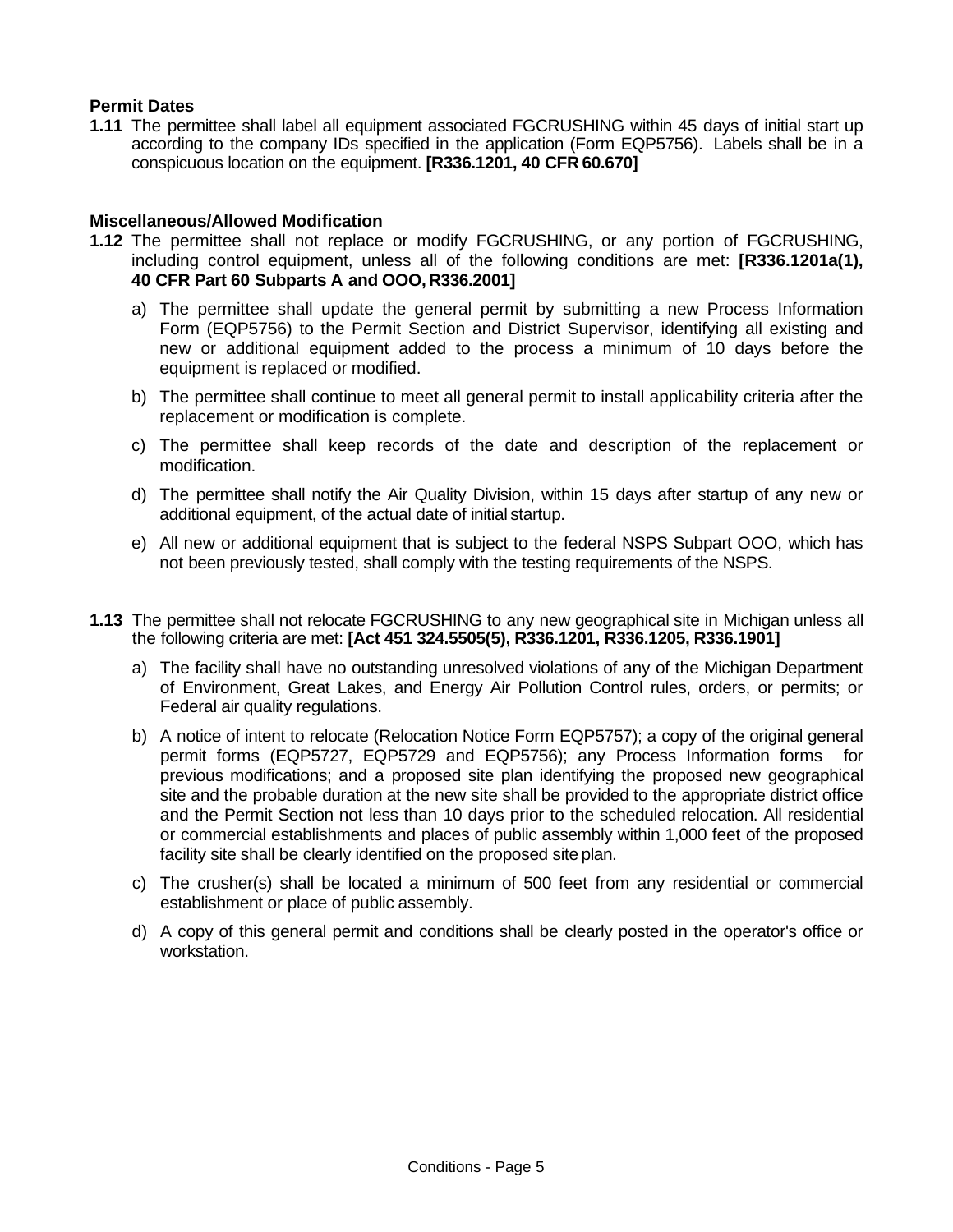**Permit Dates**

**1.11** The permittee shall label all equipment associated FGCRUSHING within 45 days of initial start up according to the company IDs specified in the application (Form EQP5756). Labels shall be in a conspicuous location on the equipment. **[R336.1201, 40 CFR 60.670]**

**Miscellaneous/Allowed Modification**

**1.12** The permittee shall not replace or modify FGCRUSHING, or any portion of FGCRUSHING, including control equipment, unless all of the following conditions are met: **[R336.1201a(1), 40 CFR Part 60 Subparts A and OOO, R336.2001]**

a) The permittee shall update the general permit by submitting a new Process Information Form (EQP5756) to the Permit Section and District Supervisor, identifying all existing and new or additional equipment added to the process a minimum of 10 days before the equipment is replaced or modified.

b) The permittee shall continue to meet all general permit to install applicability criteria after the replacement or modification is complete.

c) The permittee shall keep records of the date and description of the replacement or modification.

d) The permittee shall notify the Air Quality Division, within 15 days after startup of any new or additional equipment, of the actual date of initial startup.

e) All new or additional equipment that is subject to the federal NSPS Subpart OOO, which has not been previously tested, shall comply with the testing requirements of the NSPS.

**1.13** The permittee shall not relocate FGCRUSHING to any new geographical site in Michigan unless all the following criteria are met: **[Act 451 324.5505(5), R336.1201, R336.1205, R336.1901]**

a) The facility shall have no outstanding unresolved violations of any of the Michigan Department of Environment, Great Lakes, and Energy Air Pollution Control rules, orders, or permits; or Federal air quality regulations.

b) A notice of intent to relocate (Relocation Notice Form EQP5757); a copy of the original general permit forms (EQP5727, EQP5729 and EQP5756); any Process Information forms for previous modifications; and a proposed site plan identifying the proposed new geographical site and the probable duration at the new site shall be provided to the appropriate district office and the Permit Section not less than 10 days prior to the scheduled relocation. All residential or commercial establishments and places of public assembly within 1,000 feet of the proposed facility site shall be clearly identified on the proposed site plan.

c) The crusher(s) shall be located a minimum of 500 feet from any residential or commercial establishment or place of public assembly.

d) A copy of this general permit and conditions shall be clearly posted in the operator's office or workstation.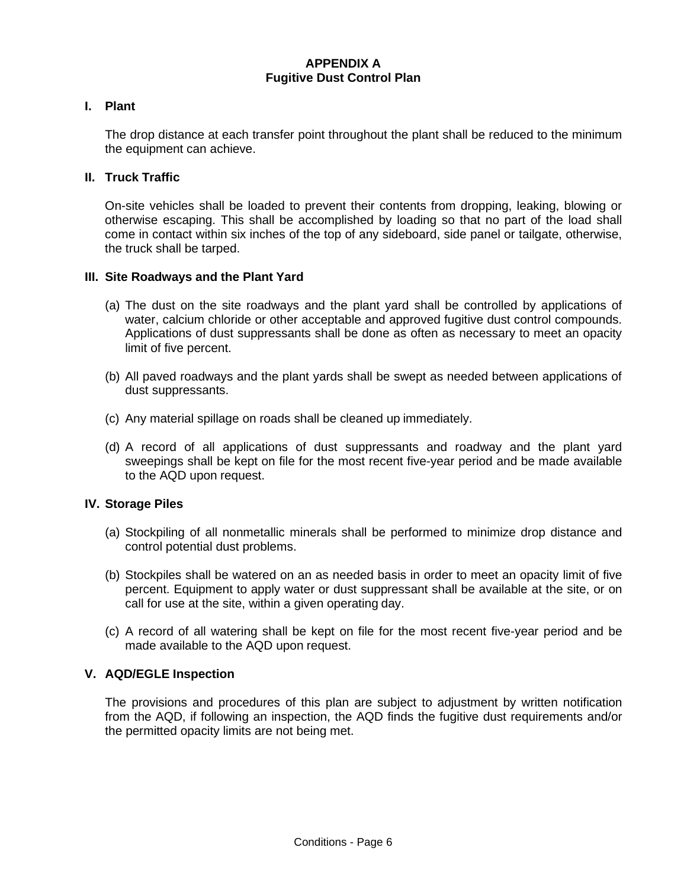# APPENDIX A
## Fugitive Dust Control Plan

### I. Plant

The drop distance at each transfer point throughout the plant shall be reduced to the minimum the equipment can achieve.

### II. Truck Traffic

On-site vehicles shall be loaded to prevent their contents from dropping, leaking, blowing or otherwise escaping. This shall be accomplished by loading so that no part of the load shall come in contact within six inches of the top of any sideboard, side panel or tailgate, otherwise, the truck shall be tarped.

### III. Site Roadways and the Plant Yard

(a) The dust on the site roadways and the plant yard shall be controlled by applications of water, calcium chloride or other acceptable and approved fugitive dust control compounds. Applications of dust suppressants shall be done as often as necessary to meet an opacity limit of five percent.

(b) All paved roadways and the plant yards shall be swept as needed between applications of dust suppressants.

(c) Any material spillage on roads shall be cleaned up immediately.

(d) A record of all applications of dust suppressants and roadway and the plant yard sweepings shall be kept on file for the most recent five-year period and be made available to the AQD upon request.

### IV. Storage Piles

(a) Stockpiling of all nonmetallic minerals shall be performed to minimize drop distance and control potential dust problems.

(b) Stockpiles shall be watered on an as needed basis in order to meet an opacity limit of five percent. Equipment to apply water or dust suppressant shall be available at the site, or on call for use at the site, within a given operating day.

(c) A record of all watering shall be kept on file for the most recent five-year period and be made available to the AQD upon request.

### V. AQD/EGLE Inspection

The provisions and procedures of this plan are subject to adjustment by written notification from the AQD, if following an inspection, the AQD finds the fugitive dust requirements and/or the permitted opacity limits are not being met.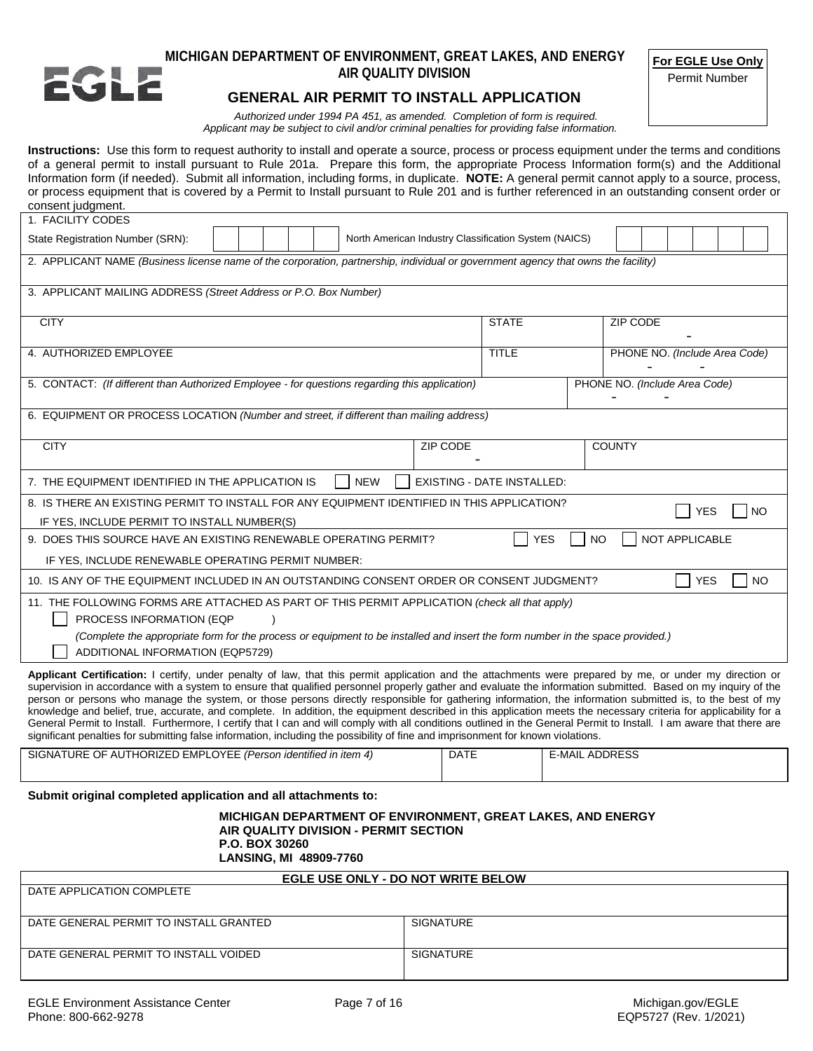EGLE

**MICHIGAN DEPARTMENT OF ENVIRONMENT, GREAT LAKES, AND ENERGY**
**AIR QUALITY DIVISION**

| **For EGLE Use Only** |
|---|
| Permit Number |
| |

# GENERAL AIR PERMIT TO INSTALL APPLICATION

*Authorized under 1994 PA 451, as amended. Completion of form is required.*
*Applicant may be subject to civil and/or criminal penalties for providing false information.*

**Instructions:** Use this form to request authority to install and operate a source, process or process equipment under the terms and conditions of a general permit to install pursuant to Rule 201a. Prepare this form, the appropriate Process Information form(s) and the Additional Information form (if needed). Submit all information, including forms, in duplicate. **NOTE:** A general permit cannot apply to a source, process, or process equipment that is covered by a Permit to Install pursuant to Rule 201 and is further referenced in an outstanding consent order or consent judgment.

1. FACILITY CODES

State Registration Number (SRN): ☐☐☐☐☐ North American Industry Classification System (NAICS) ☐☐☐☐☐☐

2. APPLICANT NAME *(Business license name of the corporation, partnership, individual or government agency that owns the facility)*

3. APPLICANT MAILING ADDRESS *(Street Address or P.O. Box Number)*

| CITY | STATE | ZIP CODE |
|---|---|---|
| | | - |

| 4. AUTHORIZED EMPLOYEE | TITLE | PHONE NO. *(Include Area Code)* |
|---|---|---|
| | | - - |

| 5. CONTACT: *(If different than Authorized Employee - for questions regarding this application)* | PHONE NO. *(Include Area Code)* |
|---|---|
| | - - |

6. EQUIPMENT OR PROCESS LOCATION *(Number and street, if different than mailing address)*

| CITY | ZIP CODE | COUNTY |
|---|---|---|
| | - | |

7. THE EQUIPMENT IDENTIFIED IN THE APPLICATION IS ☐ NEW ☐ EXISTING - DATE INSTALLED:

8. IS THERE AN EXISTING PERMIT TO INSTALL FOR ANY EQUIPMENT IDENTIFIED IN THIS APPLICATION? ☐ YES ☐ NO
IF YES, INCLUDE PERMIT TO INSTALL NUMBER(S)

9. DOES THIS SOURCE HAVE AN EXISTING RENEWABLE OPERATING PERMIT? ☐ YES ☐ NO ☐ NOT APPLICABLE
IF YES, INCLUDE RENEWABLE OPERATING PERMIT NUMBER:

10. IS ANY OF THE EQUIPMENT INCLUDED IN AN OUTSTANDING CONSENT ORDER OR CONSENT JUDGMENT? ☐ YES ☐ NO

11. THE FOLLOWING FORMS ARE ATTACHED AS PART OF THIS PERMIT APPLICATION *(check all that apply)*

☐ PROCESS INFORMATION (EQP )
*(Complete the appropriate form for the process or equipment to be installed and insert the form number in the space provided.)*
☐ ADDITIONAL INFORMATION (EQP5729)

**Applicant Certification:** I certify, under penalty of law, that this permit application and the attachments were prepared by me, or under my direction or supervision in accordance with a system to ensure that qualified personnel properly gather and evaluate the information submitted. Based on my inquiry of the person or persons who manage the system, or those persons directly responsible for gathering information, the information submitted is, to the best of my knowledge and belief, true, accurate, and complete. In addition, the equipment described in this application meets the necessary criteria for applicability for a General Permit to Install. Furthermore, I certify that I can and will comply with all conditions outlined in the General Permit to Install. I am aware that there are significant penalties for submitting false information, including the possibility of fine and imprisonment for known violations.

| SIGNATURE OF AUTHORIZED EMPLOYEE *(Person identified in item 4)* | DATE | E-MAIL ADDRESS |
|---|---|---|
| | | |

**Submit original completed application and all attachments to:**

**MICHIGAN DEPARTMENT OF ENVIRONMENT, GREAT LAKES, AND ENERGY**
**AIR QUALITY DIVISION - PERMIT SECTION**
**P.O. BOX 30260**
**LANSING, MI 48909-7760**

| **EGLE USE ONLY - DO NOT WRITE BELOW** | |
|---|---|
| DATE APPLICATION COMPLETE | |
| DATE GENERAL PERMIT TO INSTALL GRANTED | SIGNATURE |
| DATE GENERAL PERMIT TO INSTALL VOIDED | SIGNATURE |

EGLE Environment Assistance Center
Phone: 800-662-9278

Michigan.gov/EGLE
EQP5727 (Rev. 1/2021)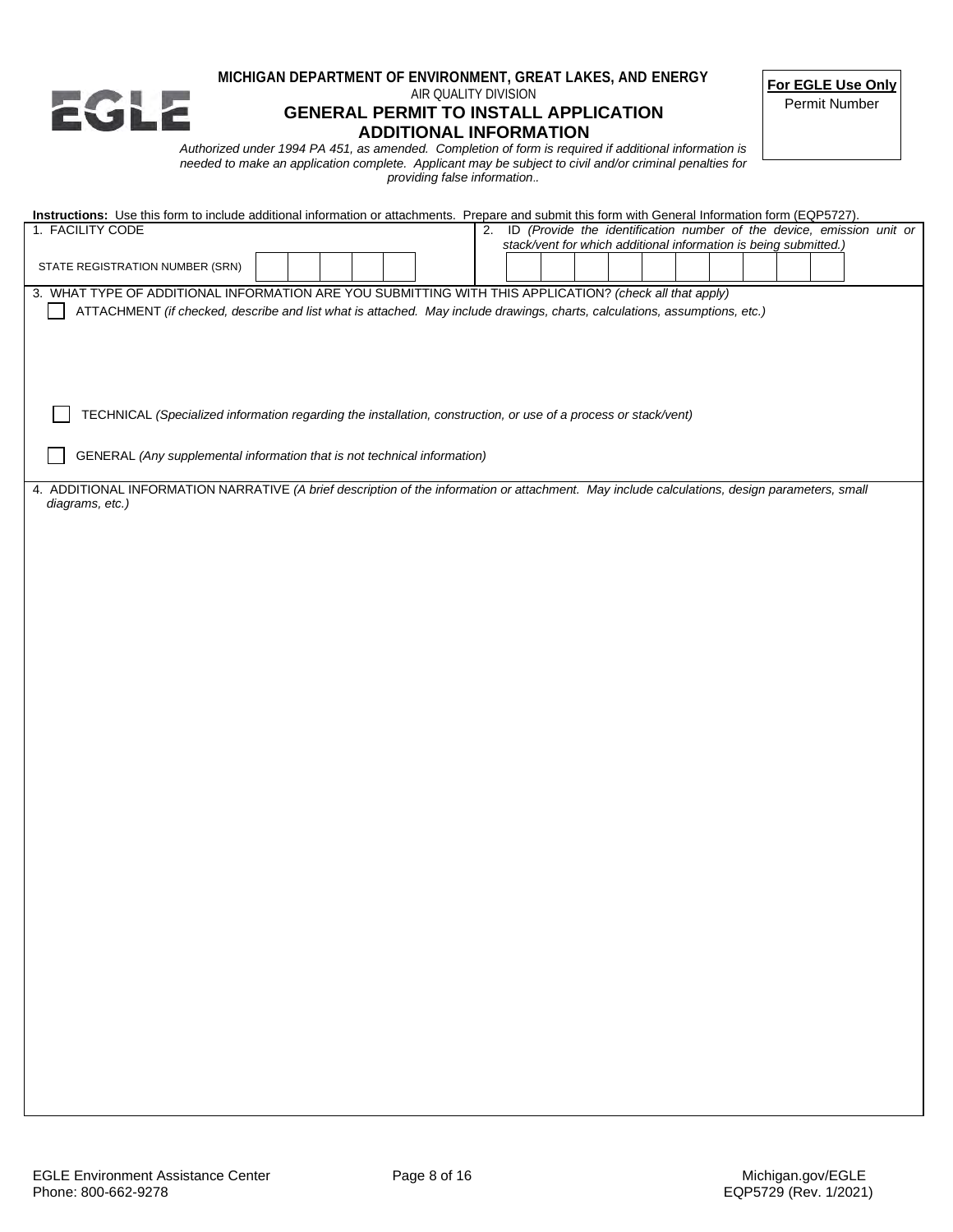**MICHIGAN DEPARTMENT OF ENVIRONMENT, GREAT LAKES, AND ENERGY**
AIR QUALITY DIVISION

# GENERAL PERMIT TO INSTALL APPLICATION ADDITIONAL INFORMATION

*Authorized under 1994 PA 451, as amended. Completion of form is required if additional information is needed to make an application complete. Applicant may be subject to civil and/or criminal penalties for providing false information..*

| **For EGLE Use Only** |
| --- |
| Permit Number |
| |

**Instructions:** Use this form to include additional information or attachments. Prepare and submit this form with General Information form (EQP5727).

| 1. FACILITY CODE | 2. ID *(Provide the identification number of the device, emission unit or stack/vent for which additional information is being submitted.)* |
| --- | --- |
| STATE REGISTRATION NUMBER (SRN) | |

3. WHAT TYPE OF ADDITIONAL INFORMATION ARE YOU SUBMITTING WITH THIS APPLICATION? *(check all that apply)*

☐ ATTACHMENT *(if checked, describe and list what is attached. May include drawings, charts, calculations, assumptions, etc.)*

☐ TECHNICAL *(Specialized information regarding the installation, construction, or use of a process or stack/vent)*

☐ GENERAL *(Any supplemental information that is not technical information)*

4. ADDITIONAL INFORMATION NARRATIVE *(A brief description of the information or attachment. May include calculations, design parameters, small diagrams, etc.)*

EGLE Environment Assistance Center
Phone: 800-662-9278

Michigan.gov/EGLE
EQP5729 (Rev. 1/2021)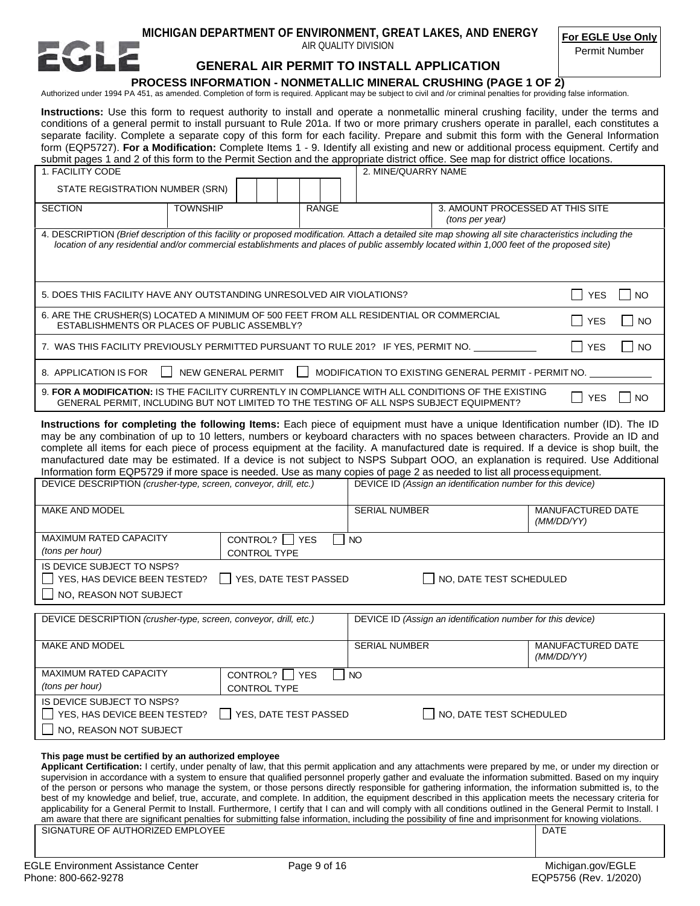**MICHIGAN DEPARTMENT OF ENVIRONMENT, GREAT LAKES, AND ENERGY**
AIR QUALITY DIVISION

| For EGLE Use Only |
|---|
| Permit Number |

## GENERAL AIR PERMIT TO INSTALL APPLICATION

### PROCESS INFORMATION - NONMETALLIC MINERAL CRUSHING (PAGE 1 OF 2)

Authorized under 1994 PA 451, as amended. Completion of form is required. Applicant may be subject to civil and /or criminal penalties for providing false information.

**Instructions:** Use this form to request authority to install and operate a nonmetallic mineral crushing facility, under the terms and conditions of a general permit to install pursuant to Rule 201a. If two or more primary crushers operate in parallel, each constitutes a separate facility. Complete a separate copy of this form for each facility. Prepare and submit this form with the General Information form (EQP5727). **For a Modification:** Complete Items 1 - 9. Identify all existing and new or additional process equipment. Certify and submit pages 1 and 2 of this form to the Permit Section and the appropriate district office. See map for district office locations.

| 1. FACILITY CODE<br>STATE REGISTRATION NUMBER (SRN) | | | 2. MINE/QUARRY NAME |
|---|---|---|---|
| SECTION | TOWNSHIP | RANGE | 3. AMOUNT PROCESSED AT THIS SITE *(tons per year)* |

4. DESCRIPTION *(Brief description of this facility or proposed modification. Attach a detailed site map showing all site characteristics including the location of any residential and/or commercial establishments and places of public assembly located within 1,000 feet of the proposed site)*

5. DOES THIS FACILITY HAVE ANY OUTSTANDING UNRESOLVED AIR VIOLATIONS? ☐ YES ☐ NO

6. ARE THE CRUSHER(S) LOCATED A MINIMUM OF 500 FEET FROM ALL RESIDENTIAL OR COMMERCIAL ESTABLISHMENTS OR PLACES OF PUBLIC ASSEMBLY? ☐ YES ☐ NO

7. WAS THIS FACILITY PREVIOUSLY PERMITTED PURSUANT TO RULE 201? IF YES, PERMIT NO. ____________ ☐ YES ☐ NO

8. APPLICATION IS FOR ☐ NEW GENERAL PERMIT ☐ MODIFICATION TO EXISTING GENERAL PERMIT - PERMIT NO. ____________

9. **FOR A MODIFICATION:** IS THE FACILITY CURRENTLY IN COMPLIANCE WITH ALL CONDITIONS OF THE EXISTING GENERAL PERMIT, INCLUDING BUT NOT LIMITED TO THE TESTING OF ALL NSPS SUBJECT EQUIPMENT? ☐ YES ☐ NO

**Instructions for completing the following Items:** Each piece of equipment must have a unique Identification number (ID). The ID may be any combination of up to 10 letters, numbers or keyboard characters with no spaces between characters. Provide an ID and complete all items for each piece of process equipment at the facility. A manufactured date is required. If a device is shop built, the manufactured date may be estimated. If a device is not subject to NSPS Subpart OOO, an explanation is required. Use Additional Information form EQP5729 if more space is needed. Use as many copies of page 2 as needed to list all process equipment.

| DEVICE DESCRIPTION *(crusher-type, screen, conveyor, drill, etc.)* | | DEVICE ID *(Assign an identification number for this device)* | |
|---|---|---|---|
| MAKE AND MODEL | | SERIAL NUMBER | MANUFACTURED DATE *(MM/DD/YY)* |
| MAXIMUM RATED CAPACITY *(tons per hour)* | CONTROL? ☐ YES ☐ NO<br>CONTROL TYPE | | |
| IS DEVICE SUBJECT TO NSPS?<br>☐ YES, HAS DEVICE BEEN TESTED? ☐ YES, DATE TEST PASSED ☐ NO, DATE TEST SCHEDULED<br>☐ NO, REASON NOT SUBJECT | | | |

| DEVICE DESCRIPTION *(crusher-type, screen, conveyor, drill, etc.)* | | DEVICE ID *(Assign an identification number for this device)* | |
|---|---|---|---|
| MAKE AND MODEL | | SERIAL NUMBER | MANUFACTURED DATE *(MM/DD/YY)* |
| MAXIMUM RATED CAPACITY *(tons per hour)* | CONTROL? ☐ YES ☐ NO<br>CONTROL TYPE | | |
| IS DEVICE SUBJECT TO NSPS?<br>☐ YES, HAS DEVICE BEEN TESTED? ☐ YES, DATE TEST PASSED ☐ NO, DATE TEST SCHEDULED<br>☐ NO, REASON NOT SUBJECT | | | |

**This page must be certified by an authorized employee**

**Applicant Certification:** I certify, under penalty of law, that this permit application and any attachments were prepared by me, or under my direction or supervision in accordance with a system to ensure that qualified personnel properly gather and evaluate the information submitted. Based on my inquiry of the person or persons who manage the system, or those persons directly responsible for gathering information, the information submitted is, to the best of my knowledge and belief, true, accurate, and complete. In addition, the equipment described in this application meets the necessary criteria for applicability for a General Permit to Install. Furthermore, I certify that I can and will comply with all conditions outlined in the General Permit to Install. I am aware that there are significant penalties for submitting false information, including the possibility of fine and imprisonment for knowing violations.

| SIGNATURE OF AUTHORIZED EMPLOYEE | DATE |
|---|---|
| | |

EGLE Environment Assistance Center
Phone: 800-662-9278

Michigan.gov/EGLE
EQP5756 (Rev. 1/2020)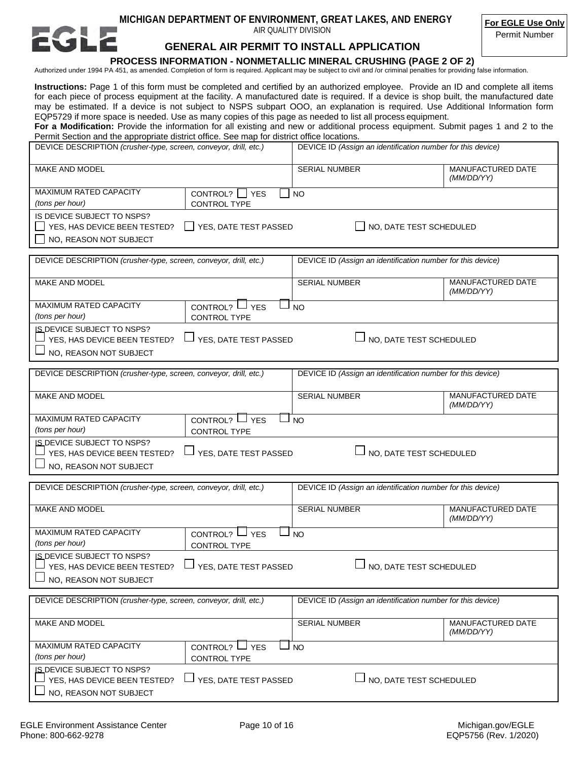MICHIGAN DEPARTMENT OF ENVIRONMENT, GREAT LAKES, AND ENERGY
AIR QUALITY DIVISION

| For EGLE Use Only |
|---|
| Permit Number |

# GENERAL AIR PERMIT TO INSTALL APPLICATION

## PROCESS INFORMATION - NONMETALLIC MINERAL CRUSHING (PAGE 2 OF 2)

Authorized under 1994 PA 451, as amended. Completion of form is required. Applicant may be subject to civil and /or criminal penalties for providing false information.

**Instructions:** Page 1 of this form must be completed and certified by an authorized employee. Provide an ID and complete all items for each piece of process equipment at the facility. A manufactured date is required. If a device is shop built, the manufactured date may be estimated. If a device is not subject to NSPS subpart OOO, an explanation is required. Use Additional Information form EQP5729 if more space is needed. Use as many copies of this page as needed to list all process equipment.

**For a Modification:** Provide the information for all existing and new or additional process equipment. Submit pages 1 and 2 to the Permit Section and the appropriate district office. See map for district office locations.

| DEVICE DESCRIPTION *(crusher-type, screen, conveyor, drill, etc.)* | | DEVICE ID *(Assign an identification number for this device)* | |
|---|---|---|---|
| MAKE AND MODEL | | SERIAL NUMBER | MANUFACTURED DATE *(MM/DD/YY)* |
| MAXIMUM RATED CAPACITY *(tons per hour)* | CONTROL? ☐ YES ☐ NO<br>CONTROL TYPE | | |
| IS DEVICE SUBJECT TO NSPS?<br>☐ YES, HAS DEVICE BEEN TESTED?<br>☐ NO, REASON NOT SUBJECT | ☐ YES, DATE TEST PASSED | ☐ NO, DATE TEST SCHEDULED | |

| DEVICE DESCRIPTION *(crusher-type, screen, conveyor, drill, etc.)* | | DEVICE ID *(Assign an identification number for this device)* | |
|---|---|---|---|
| MAKE AND MODEL | | SERIAL NUMBER | MANUFACTURED DATE *(MM/DD/YY)* |
| MAXIMUM RATED CAPACITY *(tons per hour)* | CONTROL? ☐ YES ☐ NO<br>CONTROL TYPE | | |
| IS DEVICE SUBJECT TO NSPS?<br>☐ YES, HAS DEVICE BEEN TESTED?<br>☐ NO, REASON NOT SUBJECT | ☐ YES, DATE TEST PASSED | ☐ NO, DATE TEST SCHEDULED | |

| DEVICE DESCRIPTION *(crusher-type, screen, conveyor, drill, etc.)* | | DEVICE ID *(Assign an identification number for this device)* | |
|---|---|---|---|
| MAKE AND MODEL | | SERIAL NUMBER | MANUFACTURED DATE *(MM/DD/YY)* |
| MAXIMUM RATED CAPACITY *(tons per hour)* | CONTROL? ☐ YES ☐ NO<br>CONTROL TYPE | | |
| IS DEVICE SUBJECT TO NSPS?<br>☐ YES, HAS DEVICE BEEN TESTED?<br>☐ NO, REASON NOT SUBJECT | ☐ YES, DATE TEST PASSED | ☐ NO, DATE TEST SCHEDULED | |

| DEVICE DESCRIPTION *(crusher-type, screen, conveyor, drill, etc.)* | | DEVICE ID *(Assign an identification number for this device)* | |
|---|---|---|---|
| MAKE AND MODEL | | SERIAL NUMBER | MANUFACTURED DATE *(MM/DD/YY)* |
| MAXIMUM RATED CAPACITY *(tons per hour)* | CONTROL? ☐ YES ☐ NO<br>CONTROL TYPE | | |
| IS DEVICE SUBJECT TO NSPS?<br>☐ YES, HAS DEVICE BEEN TESTED?<br>☐ NO, REASON NOT SUBJECT | ☐ YES, DATE TEST PASSED | ☐ NO, DATE TEST SCHEDULED | |

| DEVICE DESCRIPTION *(crusher-type, screen, conveyor, drill, etc.)* | | DEVICE ID *(Assign an identification number for this device)* | |
|---|---|---|---|
| MAKE AND MODEL | | SERIAL NUMBER | MANUFACTURED DATE *(MM/DD/YY)* |
| MAXIMUM RATED CAPACITY *(tons per hour)* | CONTROL? ☐ YES ☐ NO<br>CONTROL TYPE | | |
| IS DEVICE SUBJECT TO NSPS?<br>☐ YES, HAS DEVICE BEEN TESTED?<br>☐ NO, REASON NOT SUBJECT | ☐ YES, DATE TEST PASSED | ☐ NO, DATE TEST SCHEDULED | |

EGLE Environment Assistance Center
Phone: 800-662-9278

Michigan.gov/EGLE
EQP5756 (Rev. 1/2020)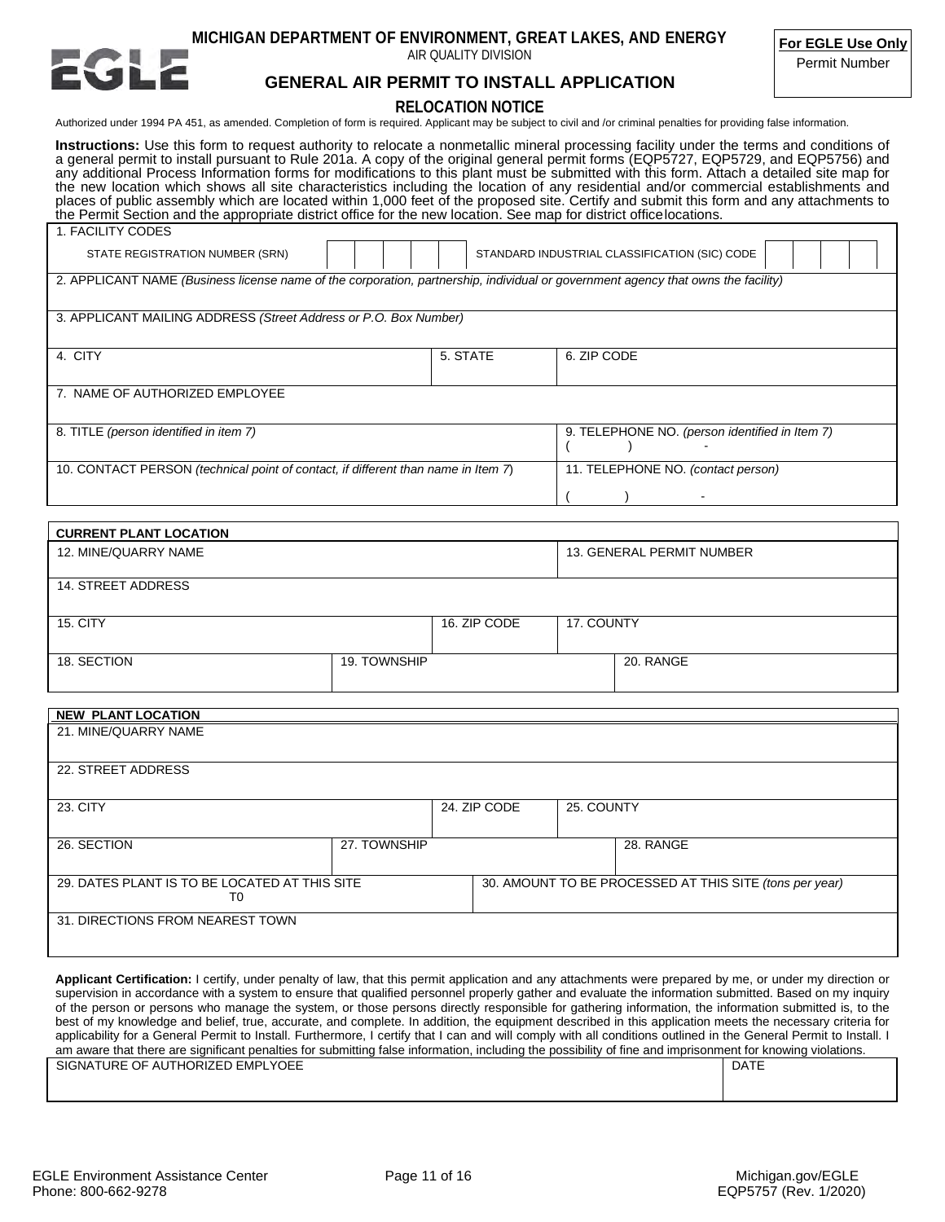**MICHIGAN DEPARTMENT OF ENVIRONMENT, GREAT LAKES, AND ENERGY**
AIR QUALITY DIVISION

| For EGLE Use Only |
|---|
| Permit Number |

# GENERAL AIR PERMIT TO INSTALL APPLICATION

## RELOCATION NOTICE

Authorized under 1994 PA 451, as amended. Completion of form is required. Applicant may be subject to civil and /or criminal penalties for providing false information.

**Instructions:** Use this form to request authority to relocate a nonmetallic mineral processing facility under the terms and conditions of a general permit to install pursuant to Rule 201a. A copy of the original general permit forms (EQP5727, EQP5729, and EQP5756) and any additional Process Information forms for modifications to this plant must be submitted with this form. Attach a detailed site map for the new location which shows all site characteristics including the location of any residential and/or commercial establishments and places of public assembly which are located within 1,000 feet of the proposed site. Certify and submit this form and any attachments to the Permit Section and the appropriate district office for the new location. See map for district office locations.

| 1. FACILITY CODES | | |
|---|---|---|
| STATE REGISTRATION NUMBER (SRN) | STANDARD INDUSTRIAL CLASSIFICATION (SIC) CODE | |
| 2. APPLICANT NAME *(Business license name of the corporation, partnership, individual or government agency that owns the facility)* | | |
| 3. APPLICANT MAILING ADDRESS *(Street Address or P.O. Box Number)* | | |
| 4. CITY | 5. STATE | 6. ZIP CODE |
| 7. NAME OF AUTHORIZED EMPLOYEE | | |
| 8. TITLE *(person identified in item 7)* | | 9. TELEPHONE NO. *(person identified in Item 7)* ( ) - |
| 10. CONTACT PERSON *(technical point of contact, if different than name in Item 7)* | | 11. TELEPHONE NO. *(contact person)* ( ) - |

| CURRENT PLANT LOCATION | | | |
|---|---|---|---|
| 12. MINE/QUARRY NAME | | 13. GENERAL PERMIT NUMBER | |
| 14. STREET ADDRESS | | | |
| 15. CITY | | 16. ZIP CODE | 17. COUNTY |
| 18. SECTION | 19. TOWNSHIP | | 20. RANGE |

| NEW PLANT LOCATION | | | |
|---|---|---|---|
| 21. MINE/QUARRY NAME | | | |
| 22. STREET ADDRESS | | | |
| 23. CITY | | 24. ZIP CODE | 25. COUNTY |
| 26. SECTION | 27. TOWNSHIP | | 28. RANGE |
| 29. DATES PLANT IS TO BE LOCATED AT THIS SITE TO | | 30. AMOUNT TO BE PROCESSED AT THIS SITE *(tons per year)* | |
| 31. DIRECTIONS FROM NEAREST TOWN | | | |

**Applicant Certification:** I certify, under penalty of law, that this permit application and any attachments were prepared by me, or under my direction or supervision in accordance with a system to ensure that qualified personnel properly gather and evaluate the information submitted. Based on my inquiry of the person or persons who manage the system, or those persons directly responsible for gathering information, the information submitted is, to the best of my knowledge and belief, true, accurate, and complete. In addition, the equipment described in this application meets the necessary criteria for applicability for a General Permit to Install. Furthermore, I certify that I can and will comply with all conditions outlined in the General Permit to Install. I am aware that there are significant penalties for submitting false information, including the possibility of fine and imprisonment for knowing violations.

| SIGNATURE OF AUTHORIZED EMPLYOEE | DATE |
|---|---|
| | |

EGLE Environment Assistance Center
Phone: 800-662-9278

Michigan.gov/EGLE
EQP5757 (Rev. 1/2020)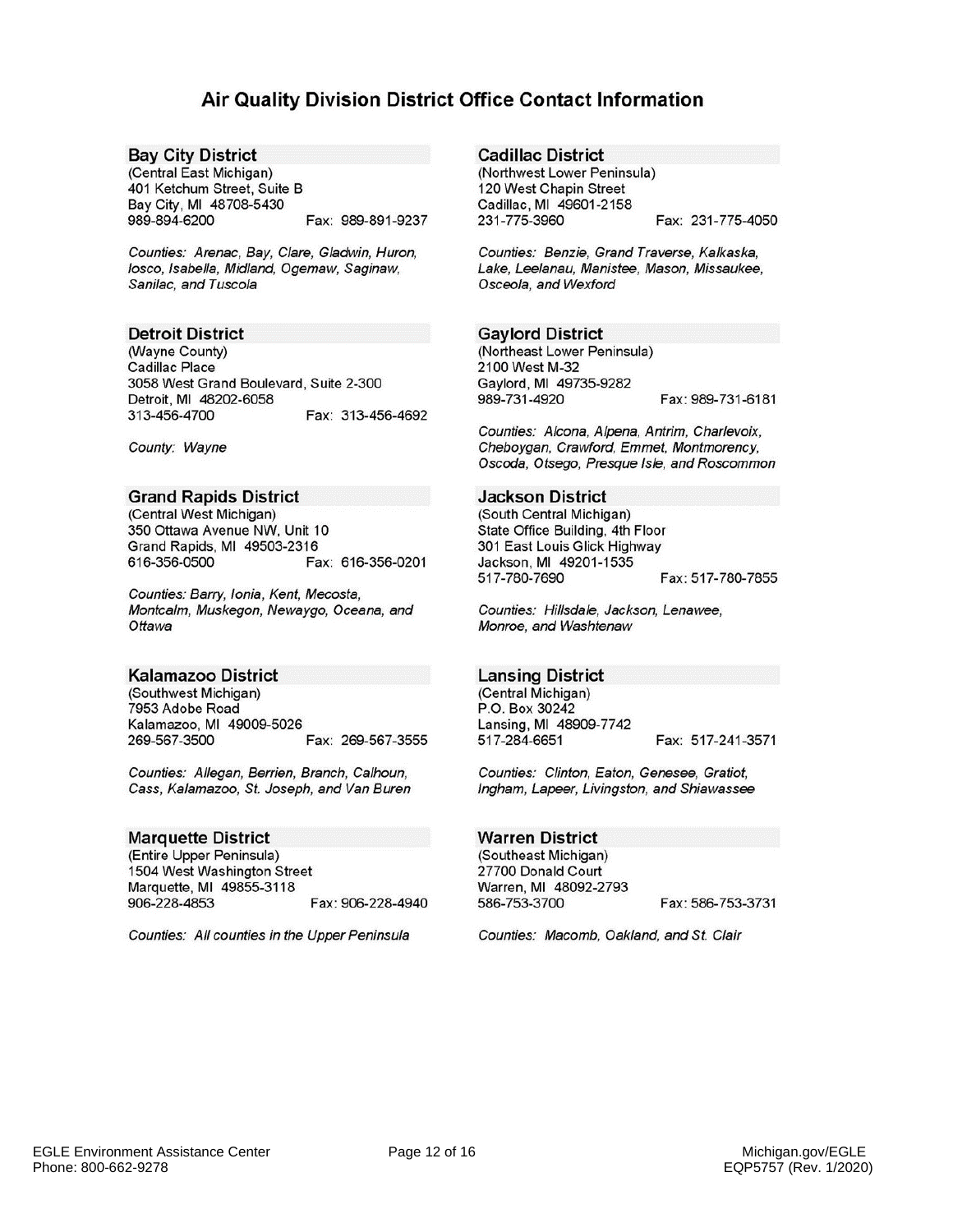# Air Quality Division District Office Contact Information

### Bay City District

(Central East Michigan)
401 Ketchum Street, Suite B
Bay City, MI 48708-5430
989-894-6200 Fax: 989-891-9237

*Counties: Arenac, Bay, Clare, Gladwin, Huron, Iosco, Isabella, Midland, Ogemaw, Saginaw, Sanilac, and Tuscola*

### Cadillac District

(Northwest Lower Peninsula)
120 West Chapin Street
Cadillac, MI 49601-2158
231-775-3960 Fax: 231-775-4050

*Counties: Benzie, Grand Traverse, Kalkaska, Lake, Leelanau, Manistee, Mason, Missaukee, Osceola, and Wexford*

### Detroit District

(Wayne County)
Cadillac Place
3058 West Grand Boulevard, Suite 2-300
Detroit, MI 48202-6058
313-456-4700 Fax: 313-456-4692

*County: Wayne*

### Gaylord District

(Northeast Lower Peninsula)
2100 West M-32
Gaylord, MI 49735-9282
989-731-4920 Fax: 989-731-6181

*Counties: Alcona, Alpena, Antrim, Charlevoix, Cheboygan, Crawford, Emmet, Montmorency, Oscoda, Otsego, Presque Isle, and Roscommon*

### Grand Rapids District

(Central West Michigan)
350 Ottawa Avenue NW, Unit 10
Grand Rapids, MI 49503-2316
616-356-0500 Fax: 616-356-0201

*Counties: Barry, Ionia, Kent, Mecosta, Montcalm, Muskegon, Newaygo, Oceana, and Ottawa*

### Jackson District

(South Central Michigan)
State Office Building, 4th Floor
301 East Louis Glick Highway
Jackson, MI 49201-1535
517-780-7690 Fax: 517-780-7855

*Counties: Hillsdale, Jackson, Lenawee, Monroe, and Washtenaw*

### Kalamazoo District

(Southwest Michigan)
7953 Adobe Road
Kalamazoo, MI 49009-5026
269-567-3500 Fax: 269-567-3555

*Counties: Allegan, Berrien, Branch, Calhoun, Cass, Kalamazoo, St. Joseph, and Van Buren*

### Lansing District

(Central Michigan)
P.O. Box 30242
Lansing, MI 48909-7742
517-284-6651 Fax: 517-241-3571

*Counties: Clinton, Eaton, Genesee, Gratiot, Ingham, Lapeer, Livingston, and Shiawassee*

### Marquette District

(Entire Upper Peninsula)
1504 West Washington Street
Marquette, MI 49855-3118
906-228-4853 Fax: 906-228-4940

*Counties: All counties in the Upper Peninsula*

### Warren District

(Southeast Michigan)
27700 Donald Court
Warren, MI 48092-2793
586-753-3700 Fax: 586-753-3731

*Counties: Macomb, Oakland, and St. Clair*